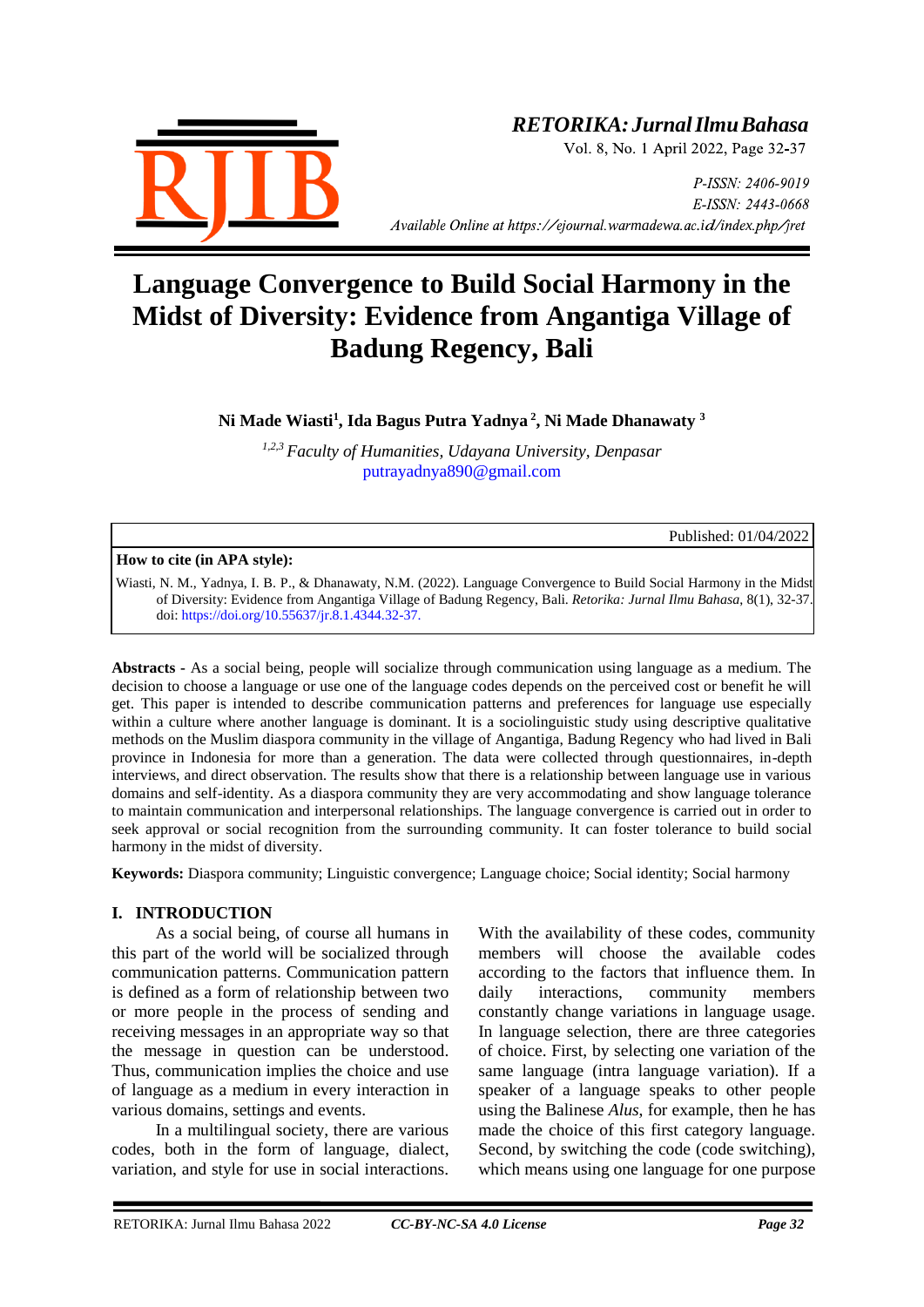# Language Convergence to Build Social Harmony in the Midst of Diversity: Evidence from Angantiga Village of Badung Regency, Bali

**Ni Made Wiasti[1], Ida Bagus Putra Yadnya[2], Ni Made Dhanawaty[3]**

*[1,2,3] Faculty of Humanities, Udayana University, Denpasar*
putrayadnya890@gmail.com

Published: 01/04/2022

**How to cite (in APA style):**

Wiasti, N. M., Yadnya, I. B. P., & Dhanawaty, N.M. (2022). Language Convergence to Build Social Harmony in the Midst of Diversity: Evidence from Angantiga Village of Badung Regency, Bali. *Retorika: Jurnal Ilmu Bahasa*, 8(1), 32-37. doi: https://doi.org/10.55637/jr.8.1.4344.32-37.

**Abstracts -** As a social being, people will socialize through communication using language as a medium. The decision to choose a language or use one of the language codes depends on the perceived cost or benefit he will get. This paper is intended to describe communication patterns and preferences for language use especially within a culture where another language is dominant. It is a sociolinguistic study using descriptive qualitative methods on the Muslim diaspora community in the village of Angantiga, Badung Regency who had lived in Bali province in Indonesia for more than a generation. The data were collected through questionnaires, in-depth interviews, and direct observation. The results show that there is a relationship between language use in various domains and self-identity. As a diaspora community they are very accommodating and show language tolerance to maintain communication and interpersonal relationships. The language convergence is carried out in order to seek approval or social recognition from the surrounding community. It can foster tolerance to build social harmony in the midst of diversity.

**Keywords:** Diaspora community; Linguistic convergence; Language choice; Social identity; Social harmony

## I. INTRODUCTION

As a social being, of course all humans in this part of the world will be socialized through communication patterns. Communication pattern is defined as a form of relationship between two or more people in the process of sending and receiving messages in an appropriate way so that the message in question can be understood. Thus, communication implies the choice and use of language as a medium in every interaction in various domains, settings and events.

In a multilingual society, there are various codes, both in the form of language, dialect, variation, and style for use in social interactions. With the availability of these codes, community members will choose the available codes according to the factors that influence them. In daily interactions, community members constantly change variations in language usage. In language selection, there are three categories of choice. First, by selecting one variation of the same language (intra language variation). If a speaker of a language speaks to other people using the Balinese *Alus*, for example, then he has made the choice of this first category language. Second, by switching the code (code switching), which means using one language for one purpose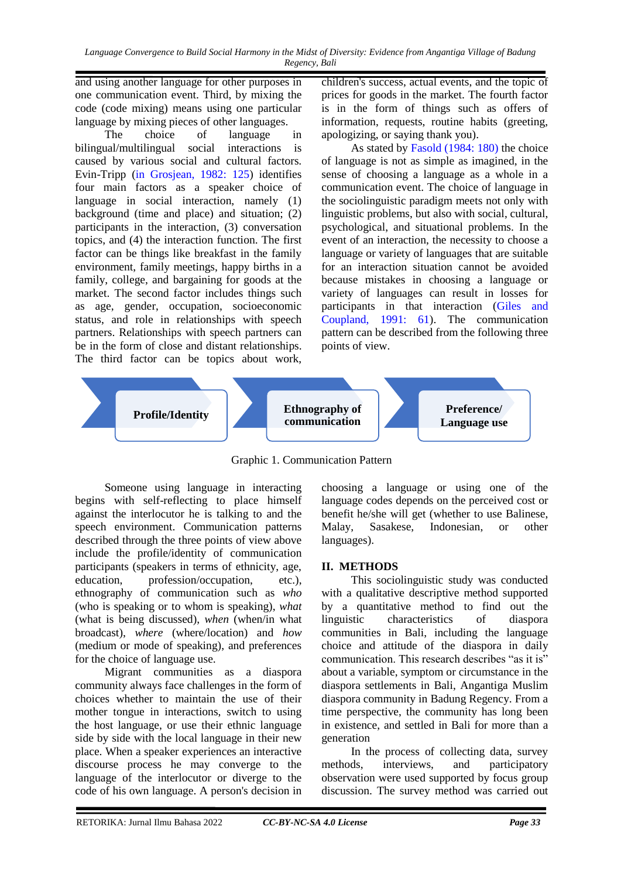and using another language for other purposes in one communication event. Third, by mixing the code (code mixing) means using one particular language by mixing pieces of other languages.

The choice of language in bilingual/multilingual social interactions is caused by various social and cultural factors. Evin-Tripp (in Grosjean, 1982: 125) identifies four main factors as a speaker choice of language in social interaction, namely (1) background (time and place) and situation; (2) participants in the interaction, (3) conversation topics, and (4) the interaction function. The first factor can be things like breakfast in the family environment, family meetings, happy births in a family, college, and bargaining for goods at the market. The second factor includes things such as age, gender, occupation, socioeconomic status, and role in relationships with speech partners. Relationships with speech partners can be in the form of close and distant relationships. The third factor can be topics about work, children's success, actual events, and the topic of prices for goods in the market. The fourth factor is in the form of things such as offers of information, requests, routine habits (greeting, apologizing, or saying thank you).

As stated by Fasold (1984: 180) the choice of language is not as simple as imagined, in the sense of choosing a language as a whole in a communication event. The choice of language in the sociolinguistic paradigm meets not only with linguistic problems, but also with social, cultural, psychological, and situational problems. In the event of an interaction, the necessity to choose a language or variety of languages that are suitable for an interaction situation cannot be avoided because mistakes in choosing a language or variety of languages can result in losses for participants in that interaction (Giles and Coupland, 1991: 61). The communication pattern can be described from the following three points of view.

**Profile/Identity** → **Ethnography of communication** → **Preference/ Language use**

Graphic 1. Communication Pattern

Someone using language in interacting begins with self-reflecting to place himself against the interlocutor he is talking to and the speech environment. Communication patterns described through the three points of view above include the profile/identity of communication participants (speakers in terms of ethnicity, age, education, profession/occupation, etc.), ethnography of communication such as *who* (who is speaking or to whom is speaking), *what* (what is being discussed), *when* (when/in what broadcast), *where* (where/location) and *how* (medium or mode of speaking), and preferences for the choice of language use.

Migrant communities as a diaspora community always face challenges in the form of choices whether to maintain the use of their mother tongue in interactions, switch to using the host language, or use their ethnic language side by side with the local language in their new place. When a speaker experiences an interactive discourse process he may converge to the language of the interlocutor or diverge to the code of his own language. A person's decision in choosing a language or using one of the language codes depends on the perceived cost or benefit he/she will get (whether to use Balinese, Malay, Sasakese, Indonesian, or other languages).

## II. METHODS

This sociolinguistic study was conducted with a qualitative descriptive method supported by a quantitative method to find out the linguistic characteristics of diaspora communities in Bali, including the language choice and attitude of the diaspora in daily communication. This research describes "as it is" about a variable, symptom or circumstance in the diaspora settlements in Bali, Angantiga Muslim diaspora community in Badung Regency. From a time perspective, the community has long been in existence, and settled in Bali for more than a generation

In the process of collecting data, survey methods, interviews, and participatory observation were used supported by focus group discussion. The survey method was carried out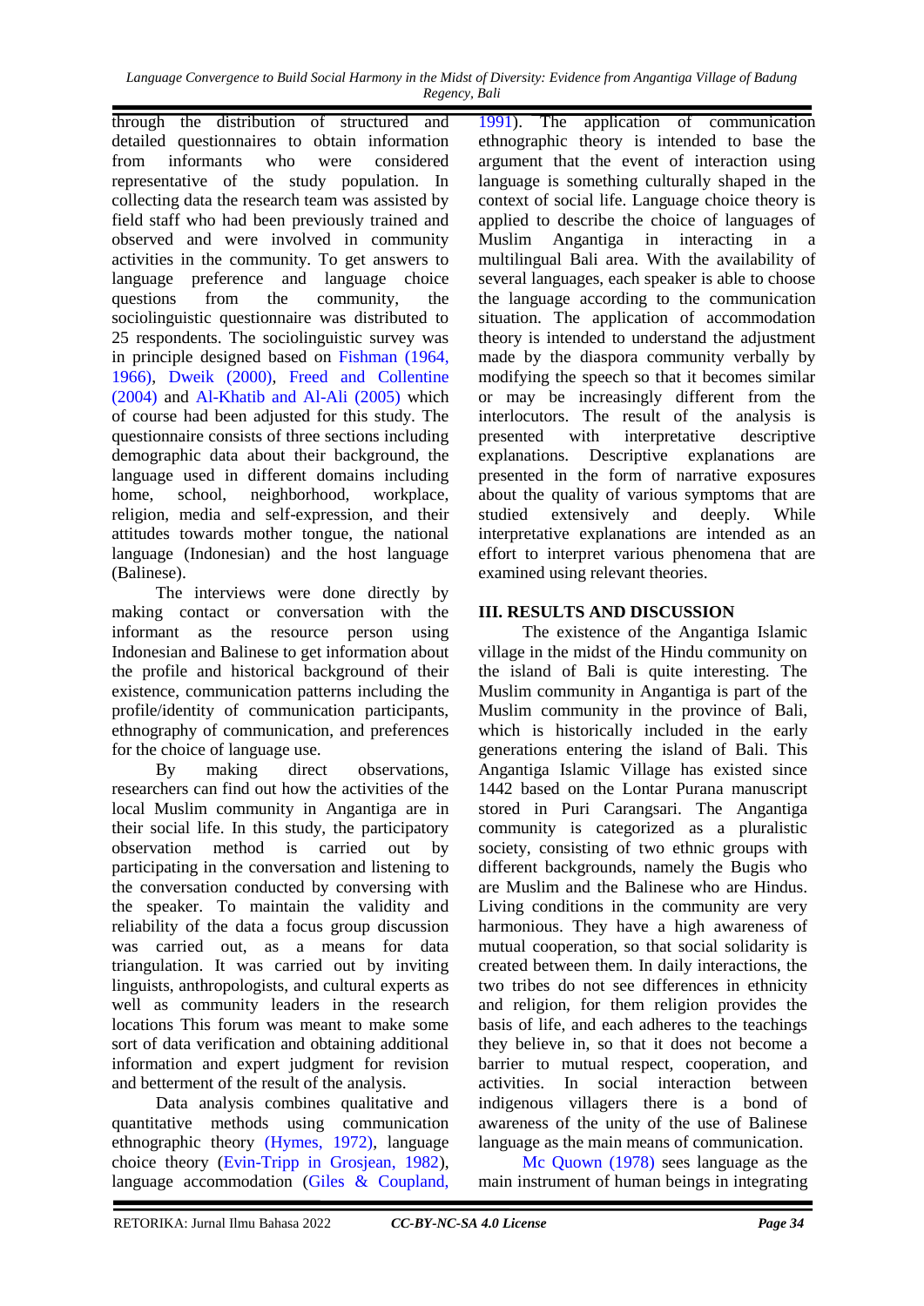through the distribution of structured and detailed questionnaires to obtain information from informants who were considered representative of the study population. In collecting data the research team was assisted by field staff who had been previously trained and observed and were involved in community activities in the community. To get answers to language preference and language choice questions from the community, the sociolinguistic questionnaire was distributed to 25 respondents. The sociolinguistic survey was in principle designed based on Fishman (1964, 1966), Dweik (2000), Freed and Collentine (2004) and Al-Khatib and Al-Ali (2005) which of course had been adjusted for this study. The questionnaire consists of three sections including demographic data about their background, the language used in different domains including home, school, neighborhood, workplace, religion, media and self-expression, and their attitudes towards mother tongue, the national language (Indonesian) and the host language (Balinese).

The interviews were done directly by making contact or conversation with the informant as the resource person using Indonesian and Balinese to get information about the profile and historical background of their existence, communication patterns including the profile/identity of communication participants, ethnography of communication, and preferences for the choice of language use.

By making direct observations, researchers can find out how the activities of the local Muslim community in Angantiga are in their social life. In this study, the participatory observation method is carried out by participating in the conversation and listening to the conversation conducted by conversing with the speaker. To maintain the validity and reliability of the data a focus group discussion was carried out, as a means for data triangulation. It was carried out by inviting linguists, anthropologists, and cultural experts as well as community leaders in the research locations This forum was meant to make some sort of data verification and obtaining additional information and expert judgment for revision and betterment of the result of the analysis.

Data analysis combines qualitative and quantitative methods using communication ethnographic theory (Hymes, 1972), language choice theory (Evin-Tripp in Grosjean, 1982), language accommodation (Giles & Coupland, 1991). The application of communication ethnographic theory is intended to base the argument that the event of interaction using language is something culturally shaped in the context of social life. Language choice theory is applied to describe the choice of languages of Muslim Angantiga in interacting in a multilingual Bali area. With the availability of several languages, each speaker is able to choose the language according to the communication situation. The application of accommodation theory is intended to understand the adjustment made by the diaspora community verbally by modifying the speech so that it becomes similar or may be increasingly different from the interlocutors. The result of the analysis is presented with interpretative descriptive explanations. Descriptive explanations are presented in the form of narrative exposures about the quality of various symptoms that are studied extensively and deeply. While interpretative explanations are intended as an effort to interpret various phenomena that are examined using relevant theories.

## III. RESULTS AND DISCUSSION

The existence of the Angantiga Islamic village in the midst of the Hindu community on the island of Bali is quite interesting. The Muslim community in Angantiga is part of the Muslim community in the province of Bali, which is historically included in the early generations entering the island of Bali. This Angantiga Islamic Village has existed since 1442 based on the Lontar Purana manuscript stored in Puri Carangsari. The Angantiga community is categorized as a pluralistic society, consisting of two ethnic groups with different backgrounds, namely the Bugis who are Muslim and the Balinese who are Hindus. Living conditions in the community are very harmonious. They have a high awareness of mutual cooperation, so that social solidarity is created between them. In daily interactions, the two tribes do not see differences in ethnicity and religion, for them religion provides the basis of life, and each adheres to the teachings they believe in, so that it does not become a barrier to mutual respect, cooperation, and activities. In social interaction between indigenous villagers there is a bond of awareness of the unity of the use of Balinese language as the main means of communication.

Mc Quown (1978) sees language as the main instrument of human beings in integrating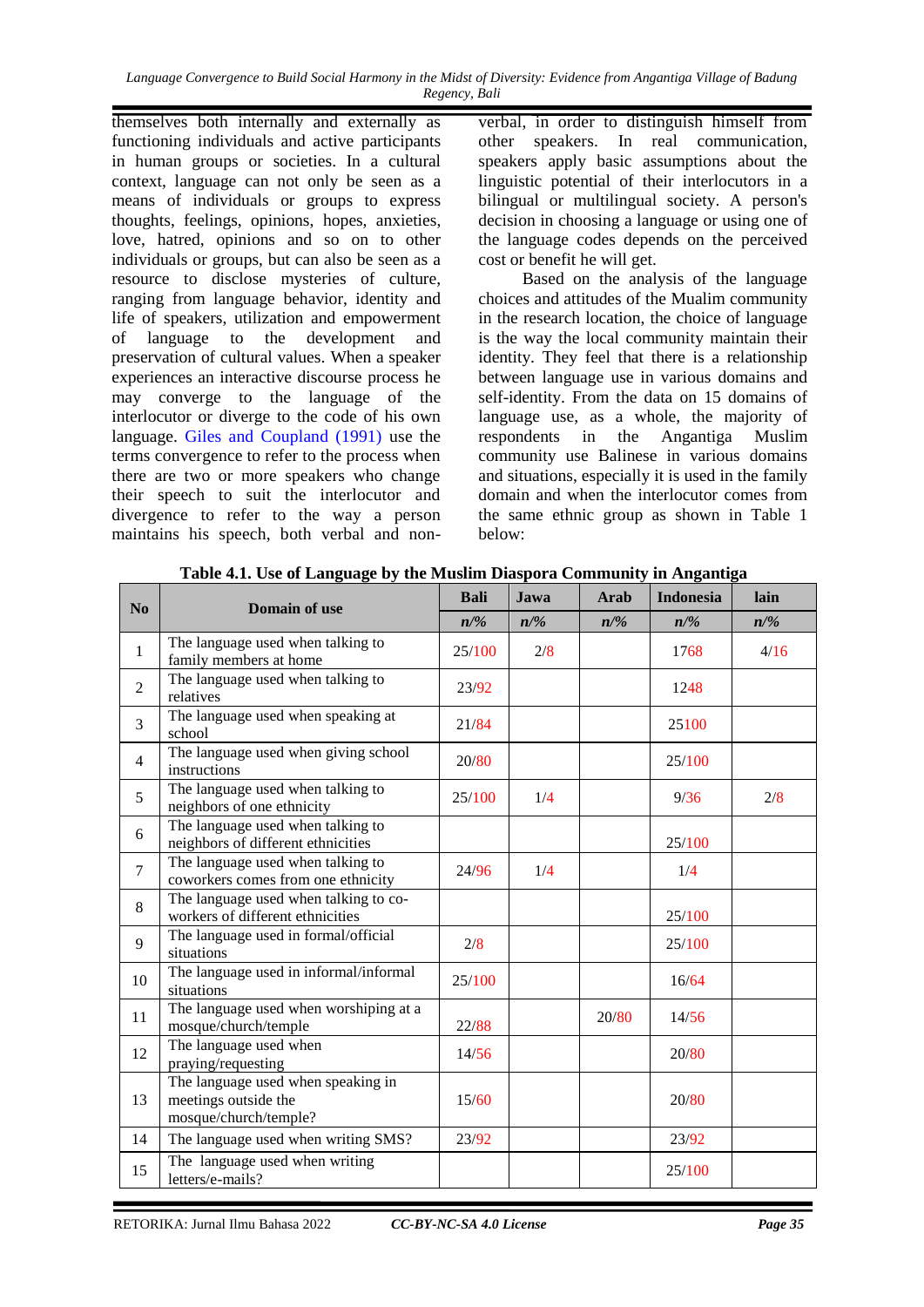themselves both internally and externally as functioning individuals and active participants in human groups or societies. In a cultural context, language can not only be seen as a means of individuals or groups to express thoughts, feelings, opinions, hopes, anxieties, love, hatred, opinions and so on to other individuals or groups, but can also be seen as a resource to disclose mysteries of culture, ranging from language behavior, identity and life of speakers, utilization and empowerment of language to the development and preservation of cultural values. When a speaker experiences an interactive discourse process he may converge to the language of the interlocutor or diverge to the code of his own language. Giles and Coupland (1991) use the terms convergence to refer to the process when there are two or more speakers who change their speech to suit the interlocutor and divergence to refer to the way a person maintains his speech, both verbal and non-verbal, in order to distinguish himself from other speakers. In real communication, speakers apply basic assumptions about the linguistic potential of their interlocutors in a bilingual or multilingual society. A person's decision in choosing a language or using one of the language codes depends on the perceived cost or benefit he will get.

Based on the analysis of the language choices and attitudes of the Mualim community in the research location, the choice of language is the way the local community maintain their identity. They feel that there is a relationship between language use in various domains and self-identity. From the data on 15 domains of language use, as a whole, the majority of respondents in the Angantiga Muslim community use Balinese in various domains and situations, especially it is used in the family domain and when the interlocutor comes from the same ethnic group as shown in Table 1 below:

**Table 4.1. Use of Language by the Muslim Diaspora Community in Angantiga**

| No | Domain of use | Bali | Jawa | Arab | Indonesia | lain |
|---|---|---|---|---|---|---|
| | | *n/%* | *n/%* | *n/%* | *n/%* | *n/%* |
| 1 | The language used when talking to family members at home | 25/100 | 2/8 | | 1768 | 4/16 |
| 2 | The language used when talking to relatives | 23/92 | | | 1248 | |
| 3 | The language used when speaking at school | 21/84 | | | 25100 | |
| 4 | The language used when giving school instructions | 20/80 | | | 25/100 | |
| 5 | The language used when talking to neighbors of one ethnicity | 25/100 | 1/4 | | 9/36 | 2/8 |
| 6 | The language used when talking to neighbors of different ethnicities | | | | 25/100 | |
| 7 | The language used when talking to coworkers comes from one ethnicity | 24/96 | 1/4 | | 1/4 | |
| 8 | The language used when talking to co-workers of different ethnicities | | | | 25/100 | |
| 9 | The language used in formal/official situations | 2/8 | | | 25/100 | |
| 10 | The language used in informal/informal situations | 25/100 | | | 16/64 | |
| 11 | The language used when worshiping at a mosque/church/temple | 22/88 | | 20/80 | 14/56 | |
| 12 | The language used when praying/requesting | 14/56 | | | 20/80 | |
| 13 | The language used when speaking in meetings outside the mosque/church/temple? | 15/60 | | | 20/80 | |
| 14 | The language used when writing SMS? | 23/92 | | | 23/92 | |
| 15 | The language used when writing letters/e-mails? | | | | 25/100 | |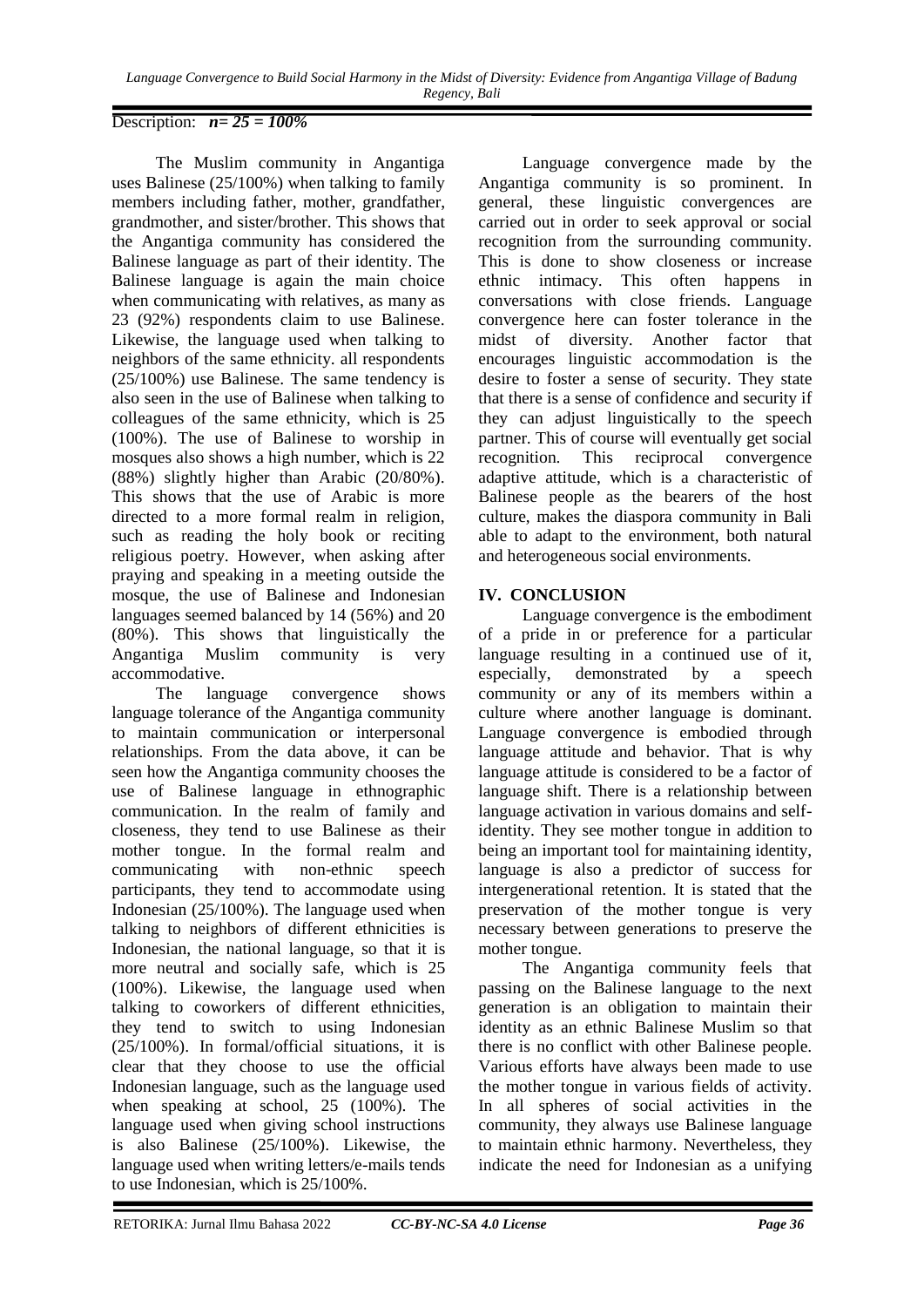Description: ***n= 25 = 100%***

The Muslim community in Angantiga uses Balinese (25/100%) when talking to family members including father, mother, grandfather, grandmother, and sister/brother. This shows that the Angantiga community has considered the Balinese language as part of their identity. The Balinese language is again the main choice when communicating with relatives, as many as 23 (92%) respondents claim to use Balinese. Likewise, the language used when talking to neighbors of the same ethnicity. all respondents (25/100%) use Balinese. The same tendency is also seen in the use of Balinese when talking to colleagues of the same ethnicity, which is 25 (100%). The use of Balinese to worship in mosques also shows a high number, which is 22 (88%) slightly higher than Arabic (20/80%). This shows that the use of Arabic is more directed to a more formal realm in religion, such as reading the holy book or reciting religious poetry. However, when asking after praying and speaking in a meeting outside the mosque, the use of Balinese and Indonesian languages seemed balanced by 14 (56%) and 20 (80%). This shows that linguistically the Angantiga Muslim community is very accommodative.

The language convergence shows language tolerance of the Angantiga community to maintain communication or interpersonal relationships. From the data above, it can be seen how the Angantiga community chooses the use of Balinese language in ethnographic communication. In the realm of family and closeness, they tend to use Balinese as their mother tongue. In the formal realm and communicating with non-ethnic speech participants, they tend to accommodate using Indonesian (25/100%). The language used when talking to neighbors of different ethnicities is Indonesian, the national language, so that it is more neutral and socially safe, which is 25 (100%). Likewise, the language used when talking to coworkers of different ethnicities, they tend to switch to using Indonesian (25/100%). In formal/official situations, it is clear that they choose to use the official Indonesian language, such as the language used when speaking at school, 25 (100%). The language used when giving school instructions is also Balinese (25/100%). Likewise, the language used when writing letters/e-mails tends to use Indonesian, which is 25/100%.

Language convergence made by the Angantiga community is so prominent. In general, these linguistic convergences are carried out in order to seek approval or social recognition from the surrounding community. This is done to show closeness or increase ethnic intimacy. This often happens in conversations with close friends. Language convergence here can foster tolerance in the midst of diversity. Another factor that encourages linguistic accommodation is the desire to foster a sense of security. They state that there is a sense of confidence and security if they can adjust linguistically to the speech partner. This of course will eventually get social recognition. This reciprocal convergence adaptive attitude, which is a characteristic of Balinese people as the bearers of the host culture, makes the diaspora community in Bali able to adapt to the environment, both natural and heterogeneous social environments.

## IV. CONCLUSION

Language convergence is the embodiment of a pride in or preference for a particular language resulting in a continued use of it, especially, demonstrated by a speech community or any of its members within a culture where another language is dominant. Language convergence is embodied through language attitude and behavior. That is why language attitude is considered to be a factor of language shift. There is a relationship between language activation in various domains and self-identity. They see mother tongue in addition to being an important tool for maintaining identity, language is also a predictor of success for intergenerational retention. It is stated that the preservation of the mother tongue is very necessary between generations to preserve the mother tongue.

The Angantiga community feels that passing on the Balinese language to the next generation is an obligation to maintain their identity as an ethnic Balinese Muslim so that there is no conflict with other Balinese people. Various efforts have always been made to use the mother tongue in various fields of activity. In all spheres of social activities in the community, they always use Balinese language to maintain ethnic harmony. Nevertheless, they indicate the need for Indonesian as a unifying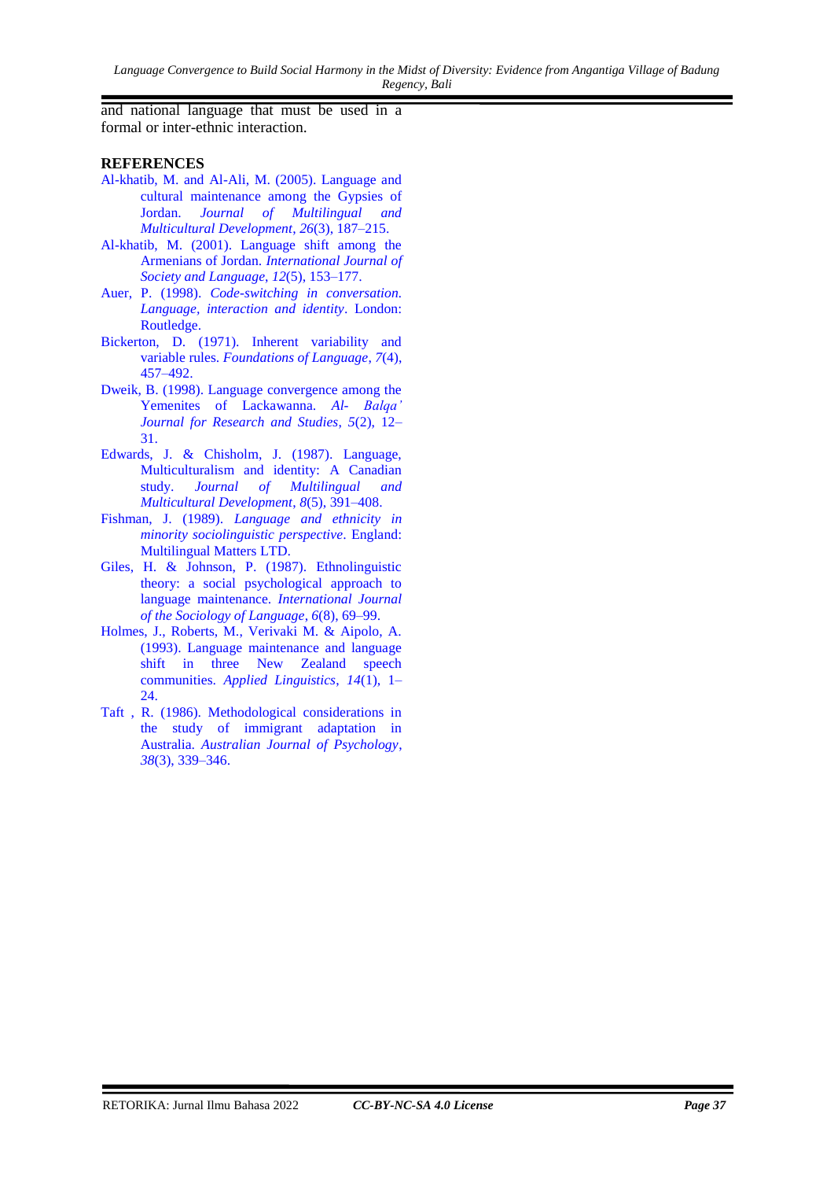and national language that must be used in a formal or inter-ethnic interaction.

## REFERENCES

Al-khatib, M. and Al-Ali, M. (2005). Language and cultural maintenance among the Gypsies of Jordan. *Journal of Multilingual and Multicultural Development*, *26*(3), 187–215.

Al-khatib, M. (2001). Language shift among the Armenians of Jordan. *International Journal of Society and Language*, *12*(5), 153–177.

Auer, P. (1998). *Code-switching in conversation. Language, interaction and identity*. London: Routledge.

Bickerton, D. (1971). Inherent variability and variable rules. *Foundations of Language*, *7*(4), 457–492.

Dweik, B. (1998). Language convergence among the Yemenites of Lackawanna. *Al- Balqa' Journal for Research and Studies*, *5*(2), 12–31.

Edwards, J. & Chisholm, J. (1987). Language, Multiculturalism and identity: A Canadian study. *Journal of Multilingual and Multicultural Development*, *8*(5), 391–408.

Fishman, J. (1989). *Language and ethnicity in minority sociolinguistic perspective*. England: Multilingual Matters LTD.

Giles, H. & Johnson, P. (1987). Ethnolinguistic theory: a social psychological approach to language maintenance. *International Journal of the Sociology of Language*, *6*(8), 69–99.

Holmes, J., Roberts, M., Verivaki M. & Aipolo, A. (1993). Language maintenance and language shift in three New Zealand speech communities. *Applied Linguistics*, *14*(1), 1–24.

Taft , R. (1986). Methodological considerations in the study of immigrant adaptation in Australia. *Australian Journal of Psychology*, *38*(3), 339–346.